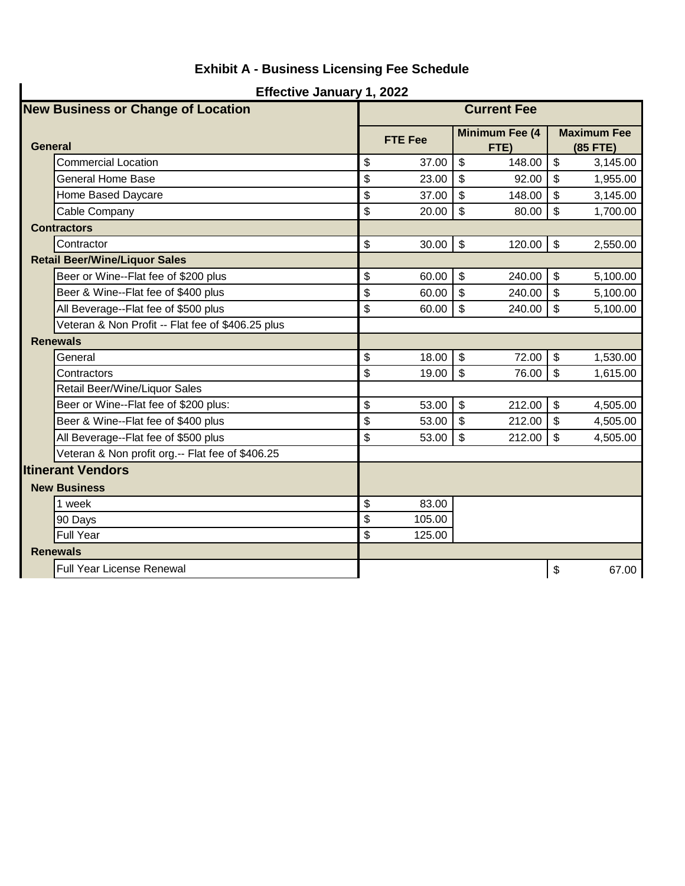# Exhibit A - Business Licensing Fee Schedule

## Effective January 1, 2022

| New Business or Change of Location | Current Fee | | |
|---|---|---|---|
| **General** | FTE Fee | Minimum Fee (4 FTE) | Maximum Fee (85 FTE) |
| Commercial Location | $ 37.00 | $ 148.00 | $ 3,145.00 |
| General Home Base | $ 23.00 | $ 92.00 | $ 1,955.00 |
| Home Based Daycare | $ 37.00 | $ 148.00 | $ 3,145.00 |
| Cable Company | $ 20.00 | $ 80.00 | $ 1,700.00 |
| **Contractors** | | | |
| Contractor | $ 30.00 | $ 120.00 | $ 2,550.00 |
| **Retail Beer/Wine/Liquor Sales** | | | |
| Beer or Wine--Flat fee of $200 plus | $ 60.00 | $ 240.00 | $ 5,100.00 |
| Beer & Wine--Flat fee of $400 plus | $ 60.00 | $ 240.00 | $ 5,100.00 |
| All Beverage--Flat fee of $500 plus | $ 60.00 | $ 240.00 | $ 5,100.00 |
| Veteran & Non Profit -- Flat fee of $406.25 plus | | | |
| **Renewals** | | | |
| General | $ 18.00 | $ 72.00 | $ 1,530.00 |
| Contractors | $ 19.00 | $ 76.00 | $ 1,615.00 |
| Retail Beer/Wine/Liquor Sales | | | |
| Beer or Wine--Flat fee of $200 plus: | $ 53.00 | $ 212.00 | $ 4,505.00 |
| Beer & Wine--Flat fee of $400 plus | $ 53.00 | $ 212.00 | $ 4,505.00 |
| All Beverage--Flat fee of $500 plus | $ 53.00 | $ 212.00 | $ 4,505.00 |
| Veteran & Non profit org.-- Flat fee of $406.25 | | | |
| **Itinerant Vendors** | | | |
| **New Business** | | | |
| 1 week | $ 83.00 | | |
| 90 Days | $ 105.00 | | |
| Full Year | $ 125.00 | | |
| **Renewals** | | | |
| Full Year License Renewal | | | $ 67.00 |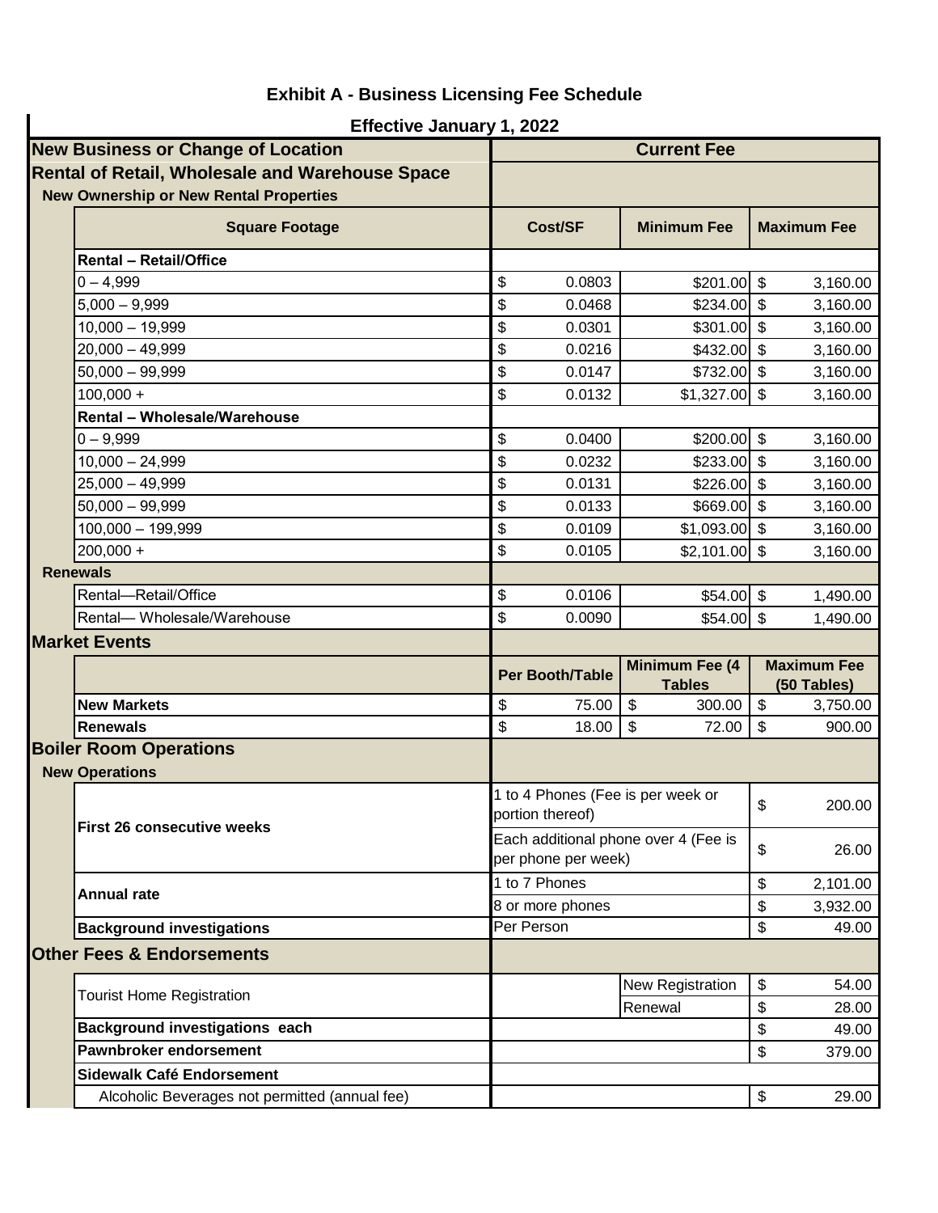# Exhibit A - Business Licensing Fee Schedule

## Effective January 1, 2022

| New Business or Change of Location | Current Fee | | |
|---|---|---|---|
| **Rental of Retail, Wholesale and Warehouse Space** | | | |
| **New Ownership or New Rental Properties** | | | |
| **Square Footage** | **Cost/SF** | **Minimum Fee** | **Maximum Fee** |
| **Rental – Retail/Office** | | | |
| 0 – 4,999 | $ 0.0803 | $201.00 | $ 3,160.00 |
| 5,000 – 9,999 | $ 0.0468 | $234.00 | $ 3,160.00 |
| 10,000 – 19,999 | $ 0.0301 | $301.00 | $ 3,160.00 |
| 20,000 – 49,999 | $ 0.0216 | $432.00 | $ 3,160.00 |
| 50,000 – 99,999 | $ 0.0147 | $732.00 | $ 3,160.00 |
| 100,000 + | $ 0.0132 | $1,327.00 | $ 3,160.00 |
| **Rental – Wholesale/Warehouse** | | | |
| 0 – 9,999 | $ 0.0400 | $200.00 | $ 3,160.00 |
| 10,000 – 24,999 | $ 0.0232 | $233.00 | $ 3,160.00 |
| 25,000 – 49,999 | $ 0.0131 | $226.00 | $ 3,160.00 |
| 50,000 – 99,999 | $ 0.0133 | $669.00 | $ 3,160.00 |
| 100,000 – 199,999 | $ 0.0109 | $1,093.00 | $ 3,160.00 |
| 200,000 + | $ 0.0105 | $2,101.00 | $ 3,160.00 |
| **Renewals** | | | |
| Rental—Retail/Office | $ 0.0106 | $54.00 | $ 1,490.00 |
| Rental— Wholesale/Warehouse | $ 0.0090 | $54.00 | $ 1,490.00 |

## Market Events

| | Per Booth/Table | Minimum Fee (4 Tables | Maximum Fee (50 Tables) |
|---|---|---|---|
| **New Markets** | $ 75.00 | $ 300.00 | $ 3,750.00 |
| **Renewals** | $ 18.00 | $ 72.00 | $ 900.00 |

## Boiler Room Operations

**New Operations**

| | | |
|---|---|---|
| **First 26 consecutive weeks** | 1 to 4 Phones (Fee is per week or portion thereof) | $ 200.00 |
| | Each additional phone over 4 (Fee is per phone per week) | $ 26.00 |
| **Annual rate** | 1 to 7 Phones | $ 2,101.00 |
| | 8 or more phones | $ 3,932.00 |
| **Background investigations** | Per Person | $ 49.00 |

## Other Fees & Endorsements

| | | |
|---|---|---|
| Tourist Home Registration | New Registration | $ 54.00 |
| | Renewal | $ 28.00 |
| **Background investigations each** | | $ 49.00 |
| **Pawnbroker endorsement** | | $ 379.00 |
| **Sidewalk Café Endorsement** | | |
| Alcoholic Beverages not permitted (annual fee) | | $ 29.00 |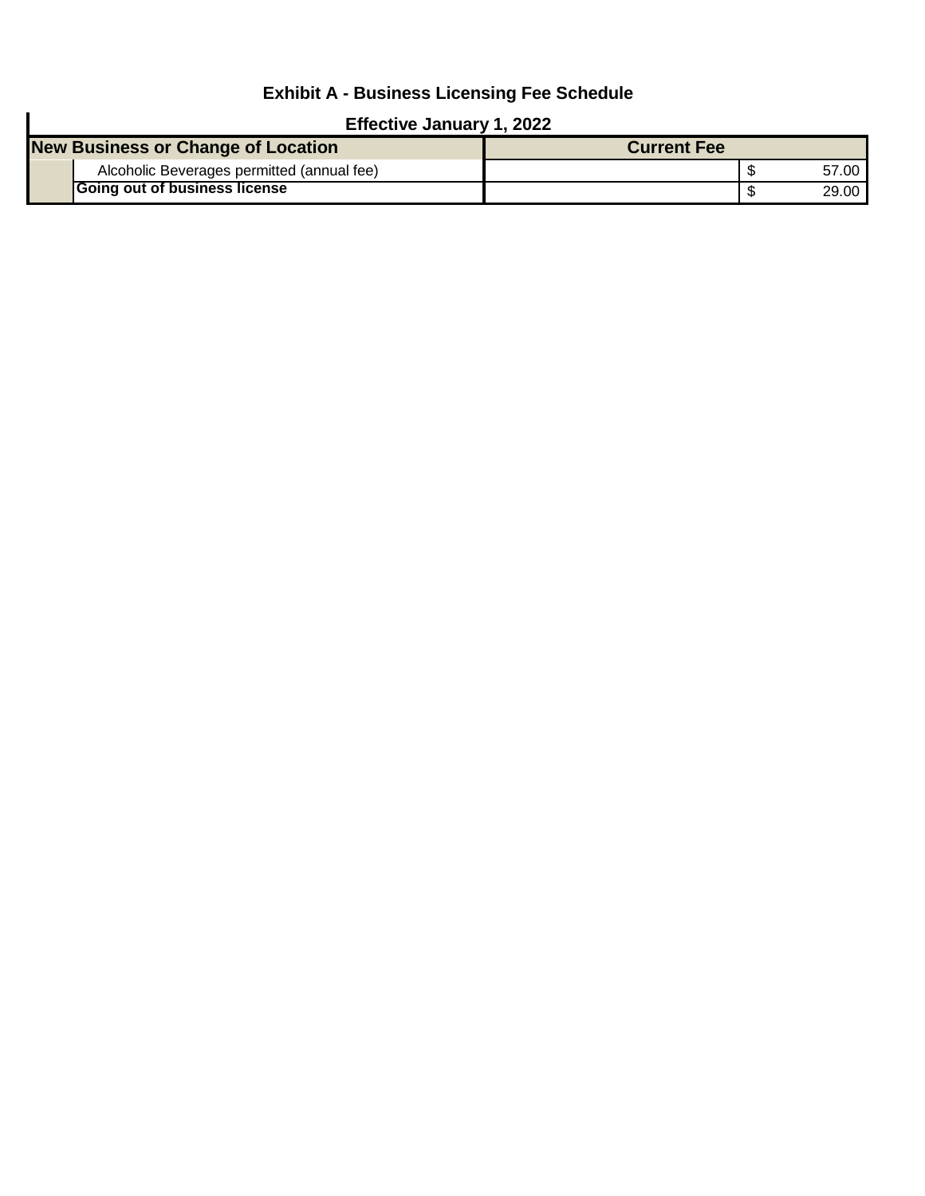**Exhibit A - Business Licensing Fee Schedule**

**Effective January 1, 2022**

| New Business or Change of Location | | Current Fee | |
|---|---|---|---|
| | Alcoholic Beverages permitted (annual fee) | | $ 57.00 |
| | **Going out of business license** | | $ 29.00 |